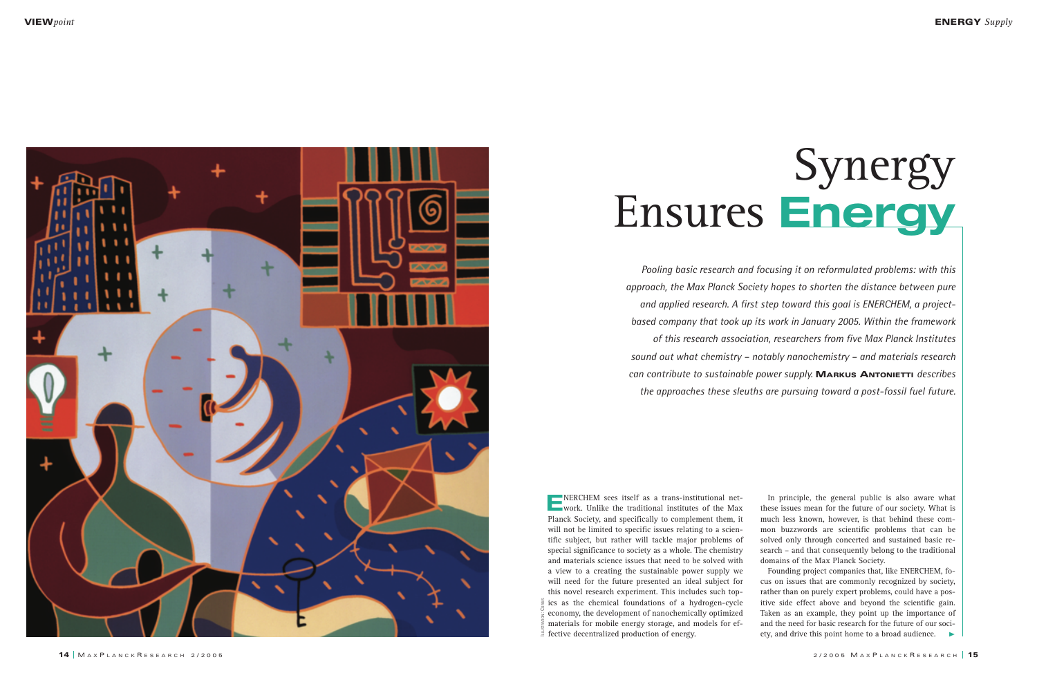# Synergy Ensures Energy

*Pooling basic research and focusing it on reformulated problems: with this approach, the Max Planck Society hopes to shorten the distance between pure and applied research. A first step toward this goal is ENERCHEM, a project-based company that took up its work in January 2005. Within the framework of this research association, researchers from five Max Planck Institutes sound out what chemistry – notably nanochemistry – and materials research can contribute to sustainable power supply.* **MARKUS ANTONIETTI** *describes the approaches these sleuths are pursuing toward a post-fossil fuel future.*

ENERCHEM sees itself as a trans-institutional network. Unlike the traditional institutes of the Max Planck Society, and specifically to complement them, it will not be limited to specific issues relating to a scientific subject, but rather will tackle major problems of special significance to society as a whole. The chemistry and materials science issues that need to be solved with a view to a creating the sustainable power supply we will need for the future presented an ideal subject for this novel research experiment. This includes such topics as the chemical foundations of a hydrogen-cycle economy, the development of nanochemically optimized materials for mobile energy storage, and models for effective decentralized production of energy.

In principle, the general public is also aware what these issues mean for the future of our society. What is much less known, however, is that behind these common buzzwords are scientific problems that can be solved only through concerted and sustained basic research – and that consequently belong to the traditional domains of the Max Planck Society.

Founding project companies that, like ENERCHEM, focus on issues that are commonly recognized by society, rather than on purely expert problems, could have a positive side effect above and beyond the scientific gain. Taken as an example, they point up the importance of and the need for basic research for the future of our society, and drive this point home to a broad audience.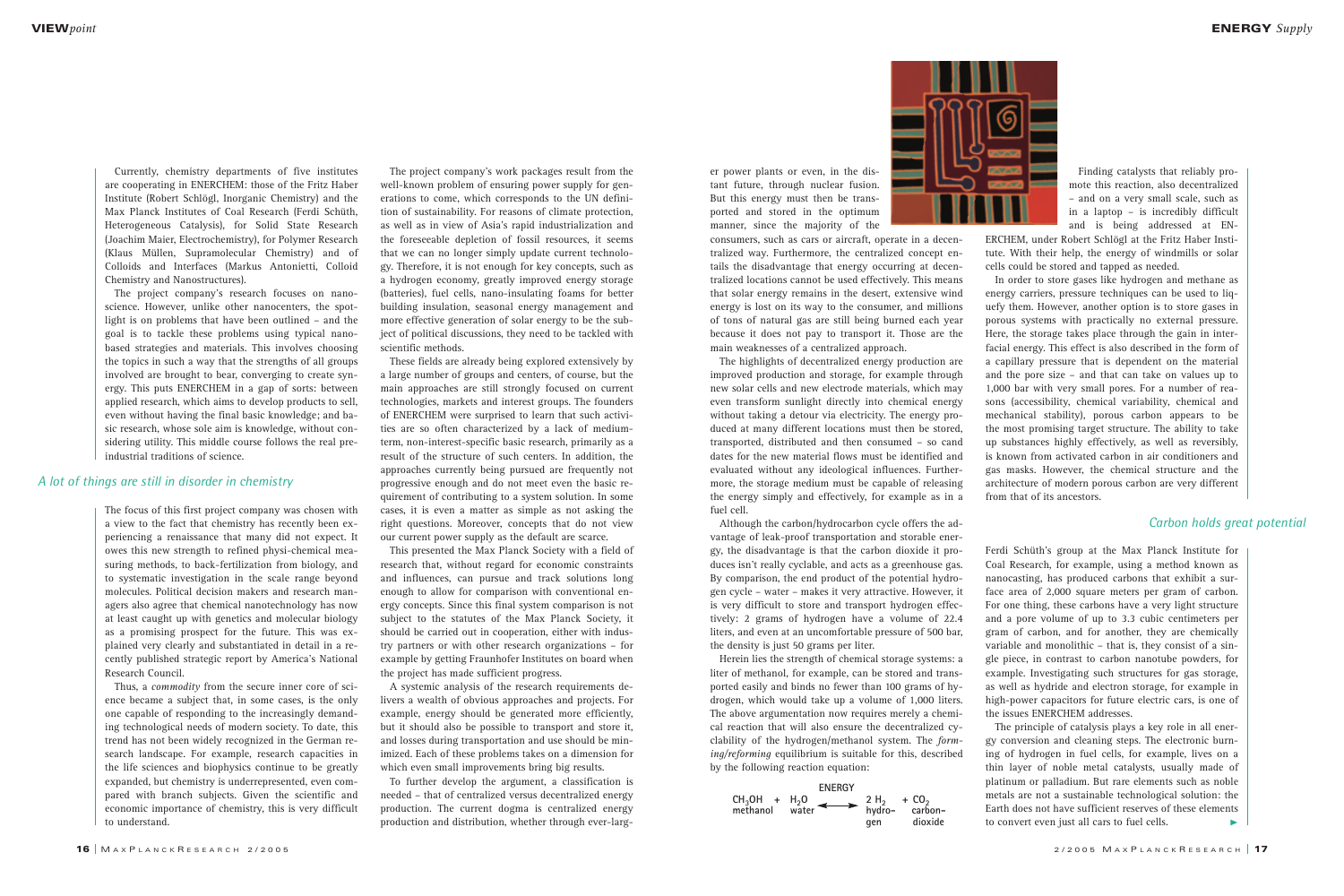Currently, chemistry departments of five institutes are cooperating in ENERCHEM: those of the Fritz Haber Institute (Robert Schlögl, Inorganic Chemistry) and the Max Planck Institutes of Coal Research (Ferdi Schüth, Heterogeneous Catalysis), for Solid State Research (Joachim Maier, Electrochemistry), for Polymer Research (Klaus Müllen, Supramolecular Chemistry) and of Colloids and Interfaces (Markus Antonietti, Colloid Chemistry and Nanostructures).

The project company's research focuses on nanoscience. However, unlike other nanocenters, the spotlight is on problems that have been outlined – and the goal is to tackle these problems using typical nano-based strategies and materials. This involves choosing the topics in such a way that the strengths of all groups involved are brought to bear, converging to create synergy. This puts ENERCHEM in a gap of sorts: between applied research, which aims to develop products to sell, even without having the final basic knowledge; and basic research, whose sole aim is knowledge, without considering utility. This middle course follows the real pre-industrial traditions of science.

## A lot of things are still in disorder in chemistry

The focus of this first project company was chosen with a view to the fact that chemistry has recently been experiencing a renaissance that many did not expect. It owes this new strength to refined physi-chemical measuring methods, to back-fertilization from biology, and to systematic investigation in the scale range beyond molecules. Political decision makers and research managers also agree that chemical nanotechnology has now at least caught up with genetics and molecular biology as a promising prospect for the future. This was explained very clearly and substantiated in detail in a recently published strategic report by America's National Research Council.

Thus, a *commodity* from the secure inner core of science became a subject that, in some cases, is the only one capable of responding to the increasingly demanding technological needs of modern society. To date, this trend has not been widely recognized in the German research landscape. For example, research capacities in the life sciences and biophysics continue to be greatly expanded, but chemistry is underrepresented, even compared with branch subjects. Given the scientific and economic importance of chemistry, this is very difficult to understand.

The project company's work packages result from the well-known problem of ensuring power supply for generations to come, which corresponds to the UN definition of sustainability. For reasons of climate protection, as well as in view of Asia's rapid industrialization and the foreseeable depletion of fossil resources, it seems that we can no longer simply update current technology. Therefore, it is not enough for key concepts, such as a hydrogen economy, greatly improved energy storage (batteries), fuel cells, nano-insulating foams for better building insulation, seasonal energy management and more effective generation of solar energy to be the subject of political discussions, they need to be tackled with scientific methods.

These fields are already being explored extensively by a large number of groups and centers, of course, but the main approaches are still strongly focused on current technologies, markets and interest groups. The founders of ENERCHEM were surprised to learn that such activities are so often characterized by a lack of medium-term, non-interest-specific basic research, primarily as a result of the structure of such centers. In addition, the approaches currently being pursued are frequently not progressive enough and do not meet even the basic requirement of contributing to a system solution. In some cases, it is even a matter as simple as not asking the right questions. Moreover, concepts that do not view our current power supply as the default are scarce.

This presented the Max Planck Society with a field of research that, without regard for economic constraints and influences, can pursue and track solutions long enough to allow for comparison with conventional energy concepts. Since this final system comparison is not subject to the statutes of the Max Planck Society, it should be carried out in cooperation, either with industry partners or with other research organizations – for example by getting Fraunhofer Institutes on board when the project has made sufficient progress.

A systemic analysis of the research requirements delivers a wealth of obvious approaches and projects. For example, energy should be generated more efficiently, but it should also be possible to transport and store it, and losses during transportation and use should be minimized. Each of these problems takes on a dimension for which even small improvements bring big results.

To further develop the argument, a classification is needed – that of centralized versus decentralized energy production. The current dogma is centralized energy production and distribution, whether through ever-larger power plants or even, in the distant future, through nuclear fusion. But this energy must then be transported and stored in the optimum manner, since the majority of the consumers, such as cars or aircraft, operate in a decentralized way. Furthermore, the centralized concept entails the disadvantage that energy occurring at decentralized locations cannot be used effectively. This means that solar energy remains in the desert, extensive wind energy is lost on its way to the consumer, and millions of tons of natural gas are still being burned each year because it does not pay to transport it. Those are the main weaknesses of a centralized approach.

The highlights of decentralized energy production are improved production and storage, for example through new solar cells and new electrode materials, which may even transform sunlight directly into chemical energy without taking a detour via electricity. The energy produced at many different locations must then be stored, transported, distributed and then consumed – so cand dates for the new material flows must be identified and evaluated without any ideological influences. Furthermore, the storage medium must be capable of releasing the energy simply and effectively, for example as in a fuel cell.

Although the carbon/hydrocarbon cycle offers the advantage of leak-proof transportation and storable energy, the disadvantage is that the carbon dioxide it produces isn't really cyclable, and acts as a greenhouse gas. By comparison, the end product of the potential hydrogen cycle – water – makes it very attractive. However, it is very difficult to store and transport hydrogen effectively: 2 grams of hydrogen have a volume of 22.4 liters, and even at an uncomfortable pressure of 500 bar, the density is just 50 grams per liter.

Herein lies the strength of chemical storage systems: a liter of methanol, for example, can be stored and transported easily and binds no fewer than 100 grams of hydrogen, which would take up a volume of 1,000 liters. The above argumentation now requires merely a chemical reaction that will also ensure the decentralized cyclability of the hydrogen/methanol system. The *forming/reforming* equilibrium is suitable for this, described by the following reaction equation:

$$\underset{\text{methanol}}{CH_3OH} + \underset{\text{water}}{H_2O} \xrightleftharpoons{\text{ENERGY}} \underset{\text{hydrogen}}{2\,H_2} + \underset{\text{carbon dioxide}}{CO_2}$$

Finding catalysts that reliably promote this reaction, also decentralized – and on a very small scale, such as in a laptop – is incredibly difficult and is being addressed at ENERCHEM, under Robert Schlögl at the Fritz Haber Institute. With their help, the energy of windmills or solar cells could be stored and tapped as needed.

In order to store gases like hydrogen and methane as energy carriers, pressure techniques can be used to liquefy them. However, another option is to store gases in porous systems with practically no external pressure. Here, the storage takes place through the gain in interfacial energy. This effect is also described in the form of a capillary pressure that is dependent on the material and the pore size – and that can take on values up to 1,000 bar with very small pores. For a number of reasons (accessibility, chemical variability, chemical and mechanical stability), porous carbon appears to be the most promising target structure. The ability to take up substances highly effectively, as well as reversibly, is known from activated carbon in air conditioners and gas masks. However, the chemical structure and the architecture of modern porous carbon are very different from that of its ancestors.

## Carbon holds great potential

Ferdi Schüth's group at the Max Planck Institute for Coal Research, for example, using a method known as nanocasting, has produced carbons that exhibit a surface area of 2,000 square meters per gram of carbon. For one thing, these carbons have a very light structure and a pore volume of up to 3.3 cubic centimeters per gram of carbon, and for another, they are chemically variable and monolithic – that is, they consist of a single piece, in contrast to carbon nanotube powders, for example. Investigating such structures for gas storage, as well as hydride and electron storage, for example in high-power capacitors for future electric cars, is one of the issues ENERCHEM addresses.

The principle of catalysis plays a key role in all energy conversion and cleaning steps. The electronic burning of hydrogen in fuel cells, for example, lives on a thin layer of noble metal catalysts, usually made of platinum or palladium. But rare elements such as noble metals are not a sustainable technological solution: the Earth does not have sufficient reserves of these elements to convert even just all cars to fuel cells.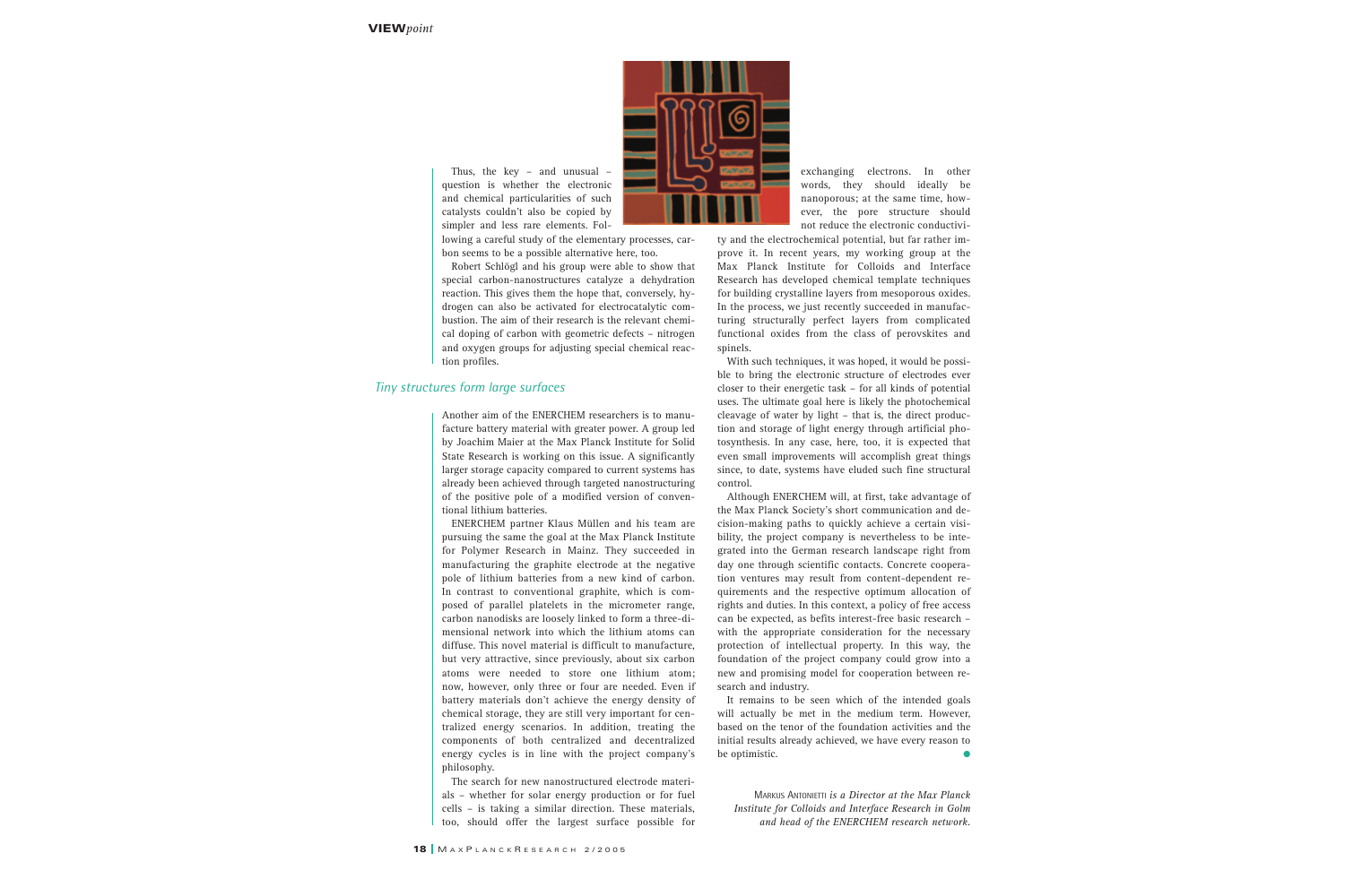Thus, the key – and unusual – question is whether the electronic and chemical particularities of such catalysts couldn't also be copied by simpler and less rare elements. Following a careful study of the elementary processes, carbon seems to be a possible alternative here, too.

Robert Schlögl and his group were able to show that special carbon-nanostructures catalyze a dehydration reaction. This gives them the hope that, conversely, hydrogen can also be activated for electrocatalytic combustion. The aim of their research is the relevant chemical doping of carbon with geometric defects – nitrogen and oxygen groups for adjusting special chemical reaction profiles.

## *Tiny structures form large surfaces*

Another aim of the ENERCHEM researchers is to manufacture battery material with greater power. A group led by Joachim Maier at the Max Planck Institute for Solid State Research is working on this issue. A significantly larger storage capacity compared to current systems has already been achieved through targeted nanostructuring of the positive pole of a modified version of conventional lithium batteries.

ENERCHEM partner Klaus Müllen and his team are pursuing the same goal at the Max Planck Institute for Polymer Research in Mainz. They succeeded in manufacturing the graphite electrode at the negative pole of lithium batteries from a new kind of carbon. In contrast to conventional graphite, which is composed of parallel platelets in the micrometer range, carbon nanodisks are loosely linked to form a three-dimensional network into which the lithium atoms can diffuse. This novel material is difficult to manufacture, but very attractive, since previously, about six carbon atoms were needed to store one lithium atom; now, however, only three or four are needed. Even if battery materials don't achieve the energy density of chemical storage, they are still very important for centralized energy scenarios. In addition, treating the components of both centralized and decentralized energy cycles is in line with the project company's philosophy.

The search for new nanostructured electrode materials – whether for solar energy production or for fuel cells – is taking a similar direction. These materials, too, should offer the largest surface possible for exchanging electrons. In other words, they should ideally be nanoporous; at the same time, however, the pore structure should not reduce the electronic conductivity and the electrochemical potential, but far rather improve it. In recent years, my working group at the Max Planck Institute for Colloids and Interface Research has developed chemical template techniques for building crystalline layers from mesoporous oxides. In the process, we just recently succeeded in manufacturing structurally perfect layers from complicated functional oxides from the class of perovskites and spinels.

With such techniques, it was hoped, it would be possible to bring the electronic structure of electrodes ever closer to their energetic task – for all kinds of potential uses. The ultimate goal here is likely the photochemical cleavage of water by light – that is, the direct production and storage of light energy through artificial photosynthesis. In any case, here, too, it is expected that even small improvements will accomplish great things since, to date, systems have eluded such fine structural control.

Although ENERCHEM will, at first, take advantage of the Max Planck Society's short communication and decision-making paths to quickly achieve a certain visibility, the project company is nevertheless to be integrated into the German research landscape right from day one through scientific contacts. Concrete cooperation ventures may result from content-dependent requirements and the respective optimum allocation of rights and duties. In this context, a policy of free access can be expected, as befits interest-free basic research – with the appropriate consideration for the necessary protection of intellectual property. In this way, the foundation of the project company could grow into a new and promising model for cooperation between research and industry.

It remains to be seen which of the intended goals will actually be met in the medium term. However, based on the tenor of the foundation activities and the initial results already achieved, we have every reason to be optimistic.

MARKUS ANTONIETTI *is a Director at the Max Planck Institute for Colloids and Interface Research in Golm and head of the ENERCHEM research network.*